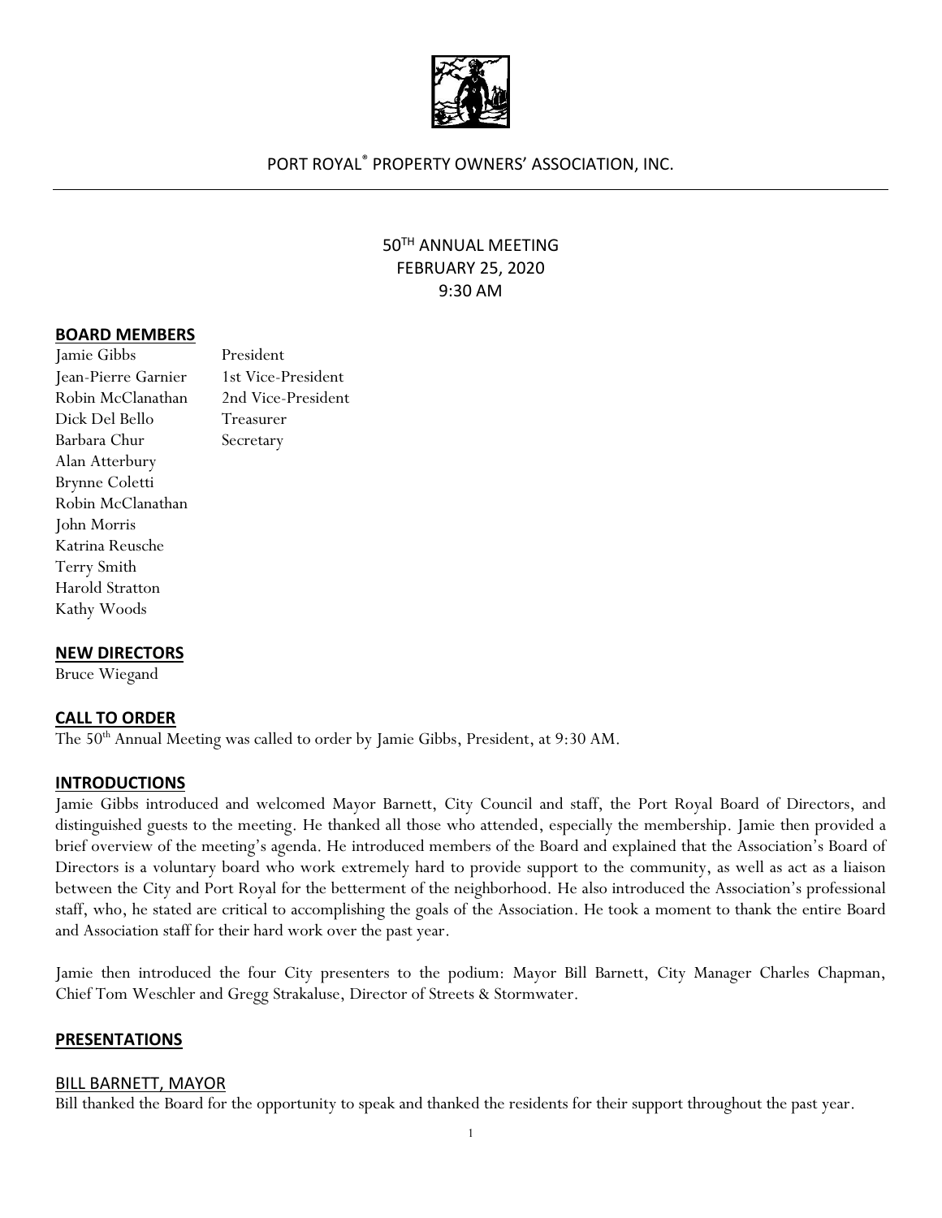PORT ROYAL® PROPERTY OWNERS' ASSOCIATION, INC.

# 50TH ANNUAL MEETING
FEBRUARY 25, 2020
9:30 AM

## BOARD MEMBERS

| | |
|---|---|
| Jamie Gibbs | President |
| Jean-Pierre Garnier | 1st Vice-President |
| Robin McClanathan | 2nd Vice-President |
| Dick Del Bello | Treasurer |
| Barbara Chur | Secretary |
| Alan Atterbury | |
| Brynne Coletti | |
| Robin McClanathan | |
| John Morris | |
| Katrina Reusche | |
| Terry Smith | |
| Harold Stratton | |
| Kathy Woods | |

## NEW DIRECTORS

Bruce Wiegand

## CALL TO ORDER

The 50th Annual Meeting was called to order by Jamie Gibbs, President, at 9:30 AM.

## INTRODUCTIONS

Jamie Gibbs introduced and welcomed Mayor Barnett, City Council and staff, the Port Royal Board of Directors, and distinguished guests to the meeting. He thanked all those who attended, especially the membership. Jamie then provided a brief overview of the meeting's agenda. He introduced members of the Board and explained that the Association's Board of Directors is a voluntary board who work extremely hard to provide support to the community, as well as act as a liaison between the City and Port Royal for the betterment of the neighborhood. He also introduced the Association's professional staff, who, he stated are critical to accomplishing the goals of the Association. He took a moment to thank the entire Board and Association staff for their hard work over the past year.

Jamie then introduced the four City presenters to the podium: Mayor Bill Barnett, City Manager Charles Chapman, Chief Tom Weschler and Gregg Strakaluse, Director of Streets & Stormwater.

## PRESENTATIONS

### BILL BARNETT, MAYOR

Bill thanked the Board for the opportunity to speak and thanked the residents for their support throughout the past year.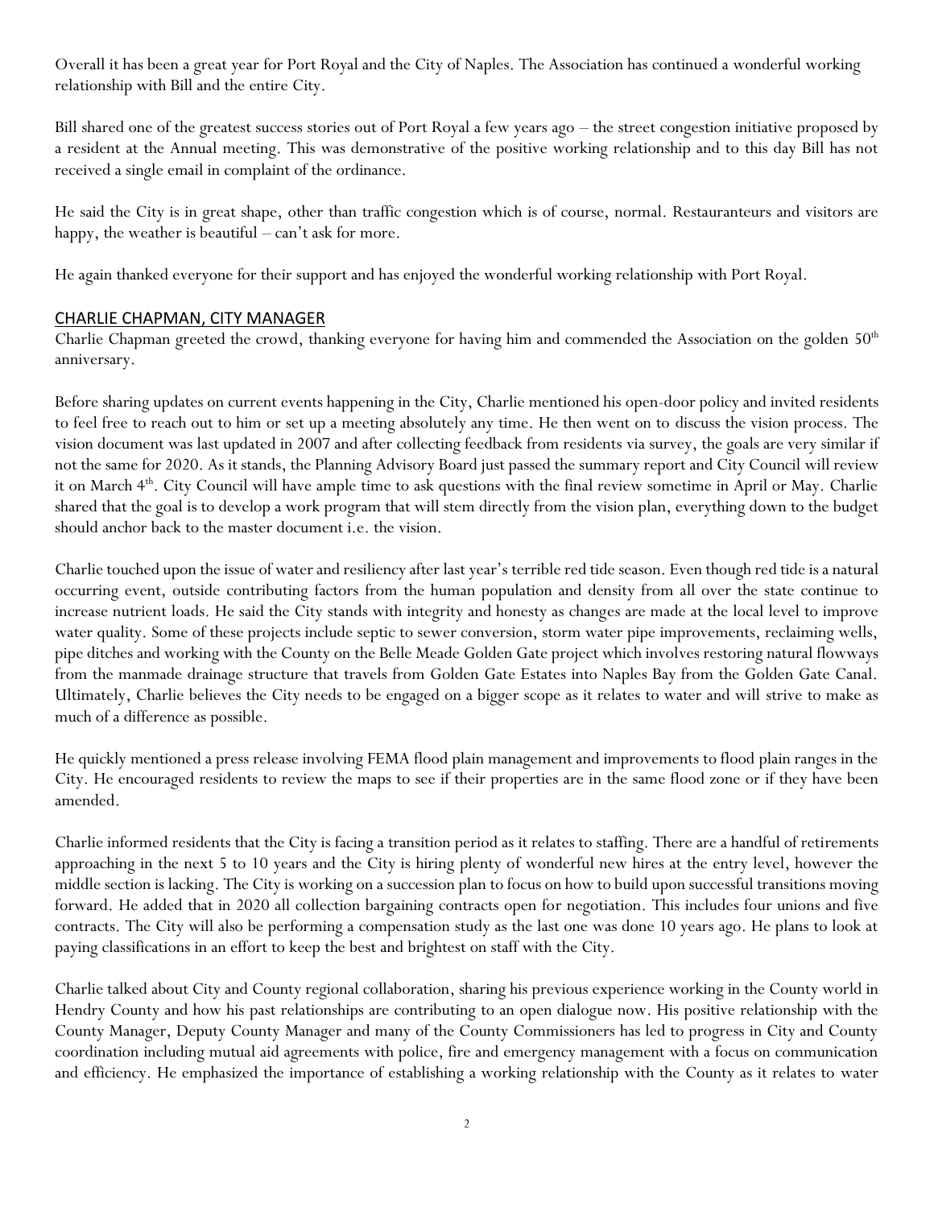Overall it has been a great year for Port Royal and the City of Naples. The Association has continued a wonderful working relationship with Bill and the entire City.

Bill shared one of the greatest success stories out of Port Royal a few years ago – the street congestion initiative proposed by a resident at the Annual meeting. This was demonstrative of the positive working relationship and to this day Bill has not received a single email in complaint of the ordinance.

He said the City is in great shape, other than traffic congestion which is of course, normal. Restauranteurs and visitors are happy, the weather is beautiful – can't ask for more.

He again thanked everyone for their support and has enjoyed the wonderful working relationship with Port Royal.

## CHARLIE CHAPMAN, CITY MANAGER

Charlie Chapman greeted the crowd, thanking everyone for having him and commended the Association on the golden 50th anniversary.

Before sharing updates on current events happening in the City, Charlie mentioned his open-door policy and invited residents to feel free to reach out to him or set up a meeting absolutely any time. He then went on to discuss the vision process. The vision document was last updated in 2007 and after collecting feedback from residents via survey, the goals are very similar if not the same for 2020. As it stands, the Planning Advisory Board just passed the summary report and City Council will review it on March 4th. City Council will have ample time to ask questions with the final review sometime in April or May. Charlie shared that the goal is to develop a work program that will stem directly from the vision plan, everything down to the budget should anchor back to the master document i.e. the vision.

Charlie touched upon the issue of water and resiliency after last year's terrible red tide season. Even though red tide is a natural occurring event, outside contributing factors from the human population and density from all over the state continue to increase nutrient loads. He said the City stands with integrity and honesty as changes are made at the local level to improve water quality. Some of these projects include septic to sewer conversion, storm water pipe improvements, reclaiming wells, pipe ditches and working with the County on the Belle Meade Golden Gate project which involves restoring natural flowways from the manmade drainage structure that travels from Golden Gate Estates into Naples Bay from the Golden Gate Canal. Ultimately, Charlie believes the City needs to be engaged on a bigger scope as it relates to water and will strive to make as much of a difference as possible.

He quickly mentioned a press release involving FEMA flood plain management and improvements to flood plain ranges in the City. He encouraged residents to review the maps to see if their properties are in the same flood zone or if they have been amended.

Charlie informed residents that the City is facing a transition period as it relates to staffing. There are a handful of retirements approaching in the next 5 to 10 years and the City is hiring plenty of wonderful new hires at the entry level, however the middle section is lacking. The City is working on a succession plan to focus on how to build upon successful transitions moving forward. He added that in 2020 all collection bargaining contracts open for negotiation. This includes four unions and five contracts. The City will also be performing a compensation study as the last one was done 10 years ago. He plans to look at paying classifications in an effort to keep the best and brightest on staff with the City.

Charlie talked about City and County regional collaboration, sharing his previous experience working in the County world in Hendry County and how his past relationships are contributing to an open dialogue now. His positive relationship with the County Manager, Deputy County Manager and many of the County Commissioners has led to progress in City and County coordination including mutual aid agreements with police, fire and emergency management with a focus on communication and efficiency. He emphasized the importance of establishing a working relationship with the County as it relates to water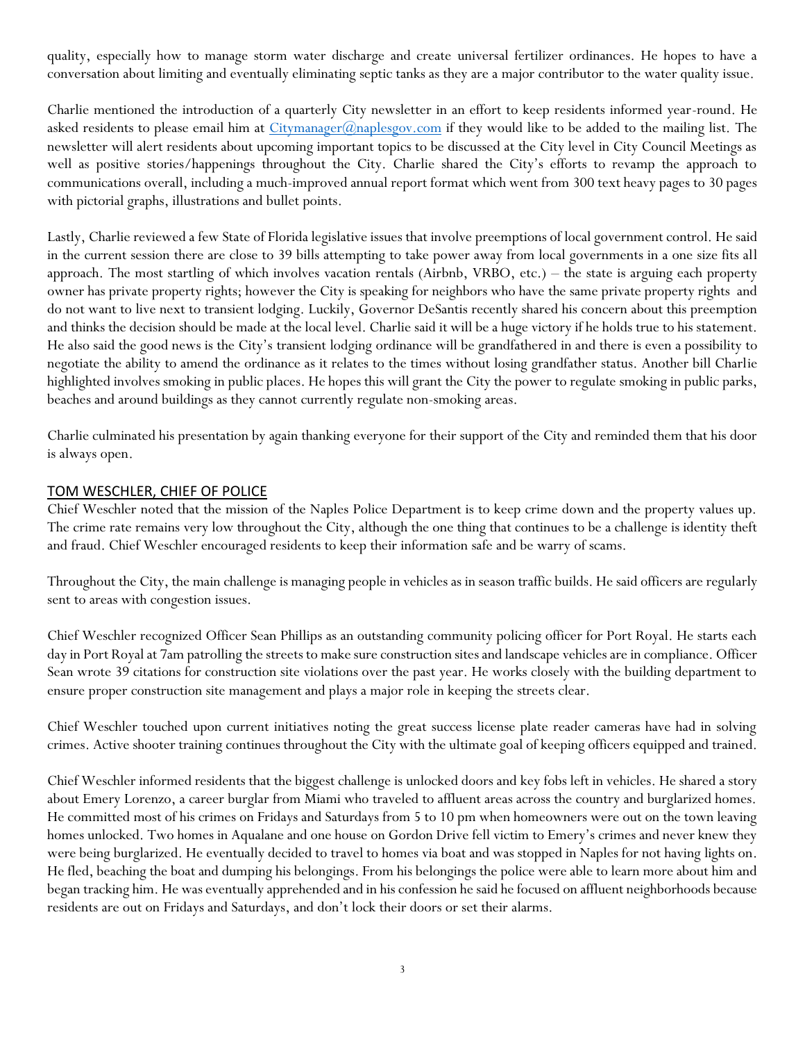quality, especially how to manage storm water discharge and create universal fertilizer ordinances. He hopes to have a conversation about limiting and eventually eliminating septic tanks as they are a major contributor to the water quality issue.

Charlie mentioned the introduction of a quarterly City newsletter in an effort to keep residents informed year-round. He asked residents to please email him at [Citymanager@naplesgov.com](mailto:Citymanager@naplesgov.com) if they would like to be added to the mailing list. The newsletter will alert residents about upcoming important topics to be discussed at the City level in City Council Meetings as well as positive stories/happenings throughout the City. Charlie shared the City's efforts to revamp the approach to communications overall, including a much-improved annual report format which went from 300 text heavy pages to 30 pages with pictorial graphs, illustrations and bullet points.

Lastly, Charlie reviewed a few State of Florida legislative issues that involve preemptions of local government control. He said in the current session there are close to 39 bills attempting to take power away from local governments in a one size fits all approach. The most startling of which involves vacation rentals (Airbnb, VRBO, etc.) – the state is arguing each property owner has private property rights; however the City is speaking for neighbors who have the same private property rights and do not want to live next to transient lodging. Luckily, Governor DeSantis recently shared his concern about this preemption and thinks the decision should be made at the local level. Charlie said it will be a huge victory if he holds true to his statement. He also said the good news is the City's transient lodging ordinance will be grandfathered in and there is even a possibility to negotiate the ability to amend the ordinance as it relates to the times without losing grandfather status. Another bill Charlie highlighted involves smoking in public places. He hopes this will grant the City the power to regulate smoking in public parks, beaches and around buildings as they cannot currently regulate non-smoking areas.

Charlie culminated his presentation by again thanking everyone for their support of the City and reminded them that his door is always open.

## TOM WESCHLER, CHIEF OF POLICE

Chief Weschler noted that the mission of the Naples Police Department is to keep crime down and the property values up. The crime rate remains very low throughout the City, although the one thing that continues to be a challenge is identity theft and fraud. Chief Weschler encouraged residents to keep their information safe and be warry of scams.

Throughout the City, the main challenge is managing people in vehicles as in season traffic builds. He said officers are regularly sent to areas with congestion issues.

Chief Weschler recognized Officer Sean Phillips as an outstanding community policing officer for Port Royal. He starts each day in Port Royal at 7am patrolling the streets to make sure construction sites and landscape vehicles are in compliance. Officer Sean wrote 39 citations for construction site violations over the past year. He works closely with the building department to ensure proper construction site management and plays a major role in keeping the streets clear.

Chief Weschler touched upon current initiatives noting the great success license plate reader cameras have had in solving crimes. Active shooter training continues throughout the City with the ultimate goal of keeping officers equipped and trained.

Chief Weschler informed residents that the biggest challenge is unlocked doors and key fobs left in vehicles. He shared a story about Emery Lorenzo, a career burglar from Miami who traveled to affluent areas across the country and burglarized homes. He committed most of his crimes on Fridays and Saturdays from 5 to 10 pm when homeowners were out on the town leaving homes unlocked. Two homes in Aqualane and one house on Gordon Drive fell victim to Emery's crimes and never knew they were being burglarized. He eventually decided to travel to homes via boat and was stopped in Naples for not having lights on. He fled, beaching the boat and dumping his belongings. From his belongings the police were able to learn more about him and began tracking him. He was eventually apprehended and in his confession he said he focused on affluent neighborhoods because residents are out on Fridays and Saturdays, and don't lock their doors or set their alarms.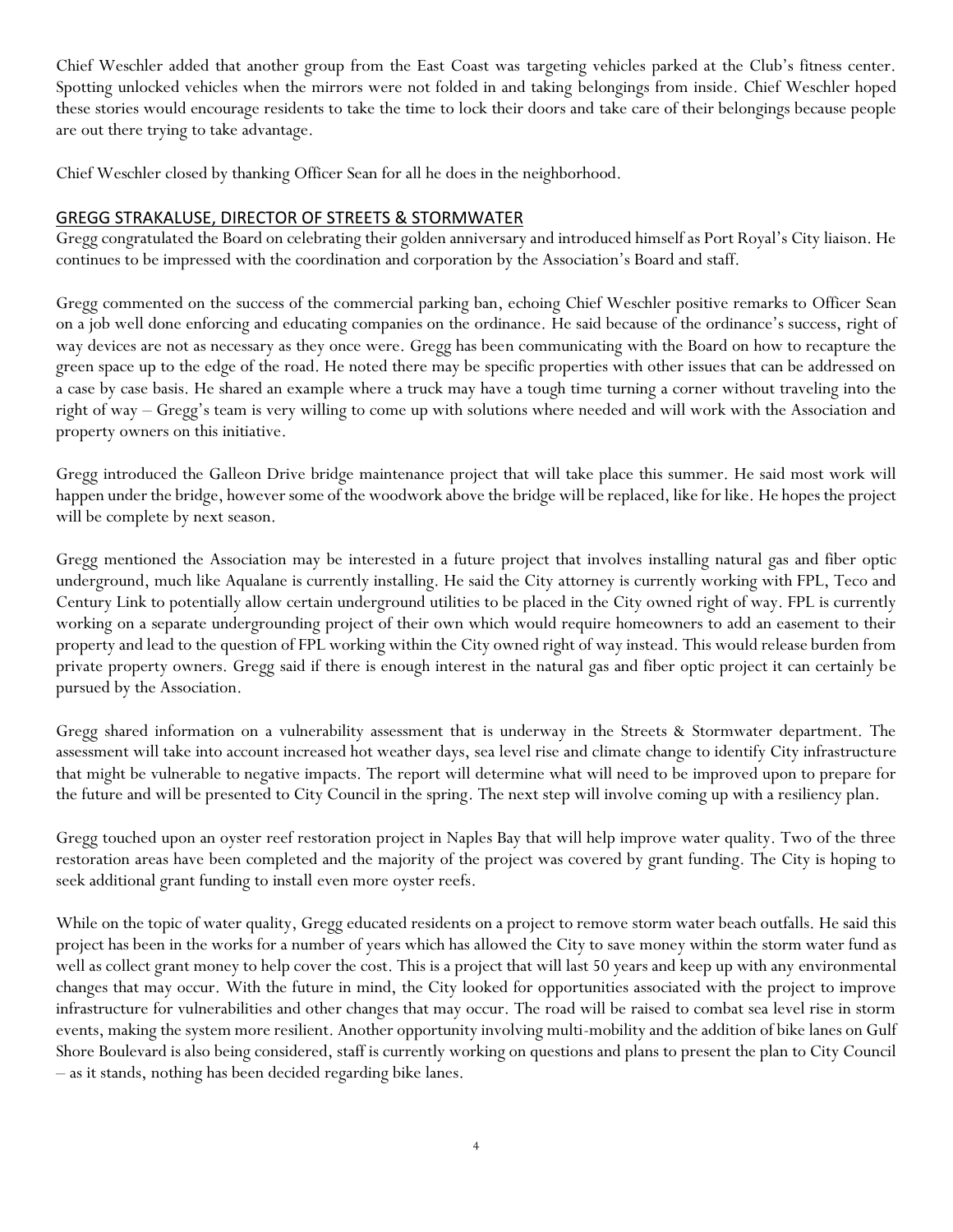Chief Weschler added that another group from the East Coast was targeting vehicles parked at the Club's fitness center. Spotting unlocked vehicles when the mirrors were not folded in and taking belongings from inside. Chief Weschler hoped these stories would encourage residents to take the time to lock their doors and take care of their belongings because people are out there trying to take advantage.

Chief Weschler closed by thanking Officer Sean for all he does in the neighborhood.

## GREGG STRAKALUSE, DIRECTOR OF STREETS & STORMWATER

Gregg congratulated the Board on celebrating their golden anniversary and introduced himself as Port Royal's City liaison. He continues to be impressed with the coordination and corporation by the Association's Board and staff.

Gregg commented on the success of the commercial parking ban, echoing Chief Weschler positive remarks to Officer Sean on a job well done enforcing and educating companies on the ordinance. He said because of the ordinance's success, right of way devices are not as necessary as they once were. Gregg has been communicating with the Board on how to recapture the green space up to the edge of the road. He noted there may be specific properties with other issues that can be addressed on a case by case basis. He shared an example where a truck may have a tough time turning a corner without traveling into the right of way – Gregg's team is very willing to come up with solutions where needed and will work with the Association and property owners on this initiative.

Gregg introduced the Galleon Drive bridge maintenance project that will take place this summer. He said most work will happen under the bridge, however some of the woodwork above the bridge will be replaced, like for like. He hopes the project will be complete by next season.

Gregg mentioned the Association may be interested in a future project that involves installing natural gas and fiber optic underground, much like Aqualane is currently installing. He said the City attorney is currently working with FPL, Teco and Century Link to potentially allow certain underground utilities to be placed in the City owned right of way. FPL is currently working on a separate undergrounding project of their own which would require homeowners to add an easement to their property and lead to the question of FPL working within the City owned right of way instead. This would release burden from private property owners. Gregg said if there is enough interest in the natural gas and fiber optic project it can certainly be pursued by the Association.

Gregg shared information on a vulnerability assessment that is underway in the Streets & Stormwater department. The assessment will take into account increased hot weather days, sea level rise and climate change to identify City infrastructure that might be vulnerable to negative impacts. The report will determine what will need to be improved upon to prepare for the future and will be presented to City Council in the spring. The next step will involve coming up with a resiliency plan.

Gregg touched upon an oyster reef restoration project in Naples Bay that will help improve water quality. Two of the three restoration areas have been completed and the majority of the project was covered by grant funding. The City is hoping to seek additional grant funding to install even more oyster reefs.

While on the topic of water quality, Gregg educated residents on a project to remove storm water beach outfalls. He said this project has been in the works for a number of years which has allowed the City to save money within the storm water fund as well as collect grant money to help cover the cost. This is a project that will last 50 years and keep up with any environmental changes that may occur. With the future in mind, the City looked for opportunities associated with the project to improve infrastructure for vulnerabilities and other changes that may occur. The road will be raised to combat sea level rise in storm events, making the system more resilient. Another opportunity involving multi-mobility and the addition of bike lanes on Gulf Shore Boulevard is also being considered, staff is currently working on questions and plans to present the plan to City Council – as it stands, nothing has been decided regarding bike lanes.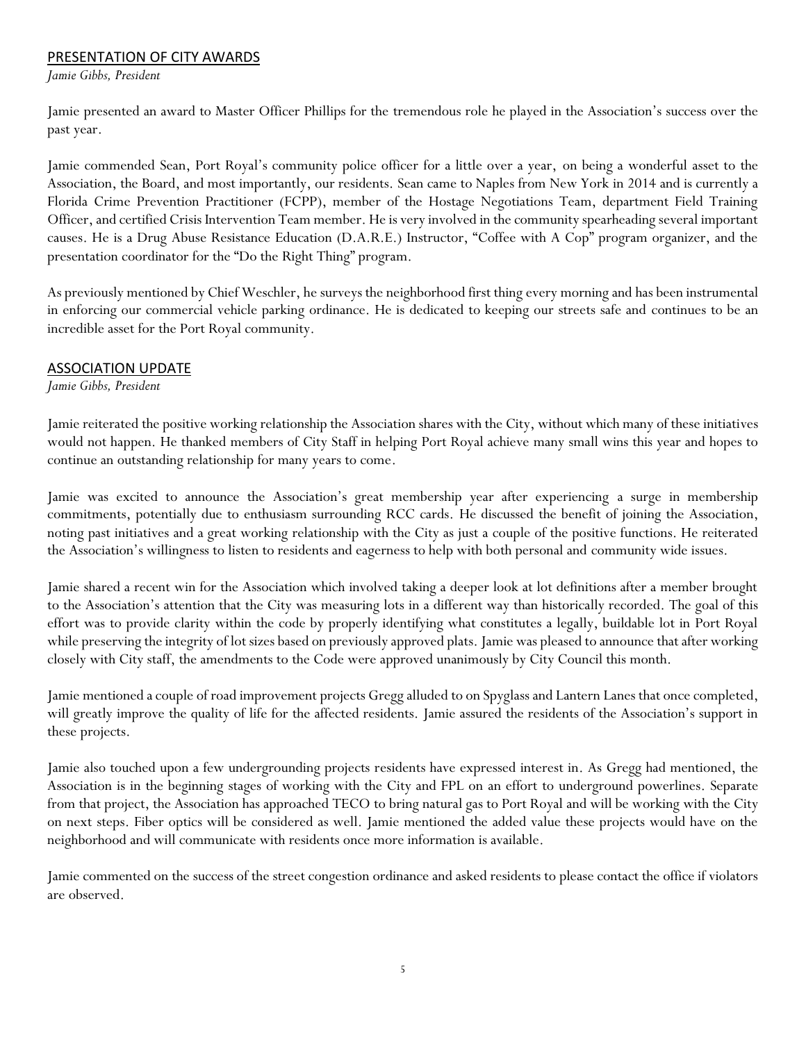## PRESENTATION OF CITY AWARDS

*Jamie Gibbs, President*

Jamie presented an award to Master Officer Phillips for the tremendous role he played in the Association's success over the past year.

Jamie commended Sean, Port Royal's community police officer for a little over a year, on being a wonderful asset to the Association, the Board, and most importantly, our residents. Sean came to Naples from New York in 2014 and is currently a Florida Crime Prevention Practitioner (FCPP), member of the Hostage Negotiations Team, department Field Training Officer, and certified Crisis Intervention Team member. He is very involved in the community spearheading several important causes. He is a Drug Abuse Resistance Education (D.A.R.E.) Instructor, "Coffee with A Cop" program organizer, and the presentation coordinator for the "Do the Right Thing" program.

As previously mentioned by Chief Weschler, he surveys the neighborhood first thing every morning and has been instrumental in enforcing our commercial vehicle parking ordinance. He is dedicated to keeping our streets safe and continues to be an incredible asset for the Port Royal community.

## ASSOCIATION UPDATE

*Jamie Gibbs, President*

Jamie reiterated the positive working relationship the Association shares with the City, without which many of these initiatives would not happen. He thanked members of City Staff in helping Port Royal achieve many small wins this year and hopes to continue an outstanding relationship for many years to come.

Jamie was excited to announce the Association's great membership year after experiencing a surge in membership commitments, potentially due to enthusiasm surrounding RCC cards. He discussed the benefit of joining the Association, noting past initiatives and a great working relationship with the City as just a couple of the positive functions. He reiterated the Association's willingness to listen to residents and eagerness to help with both personal and community wide issues.

Jamie shared a recent win for the Association which involved taking a deeper look at lot definitions after a member brought to the Association's attention that the City was measuring lots in a different way than historically recorded. The goal of this effort was to provide clarity within the code by properly identifying what constitutes a legally, buildable lot in Port Royal while preserving the integrity of lot sizes based on previously approved plats. Jamie was pleased to announce that after working closely with City staff, the amendments to the Code were approved unanimously by City Council this month.

Jamie mentioned a couple of road improvement projects Gregg alluded to on Spyglass and Lantern Lanes that once completed, will greatly improve the quality of life for the affected residents. Jamie assured the residents of the Association's support in these projects.

Jamie also touched upon a few undergrounding projects residents have expressed interest in. As Gregg had mentioned, the Association is in the beginning stages of working with the City and FPL on an effort to underground powerlines. Separate from that project, the Association has approached TECO to bring natural gas to Port Royal and will be working with the City on next steps. Fiber optics will be considered as well. Jamie mentioned the added value these projects would have on the neighborhood and will communicate with residents once more information is available.

Jamie commented on the success of the street congestion ordinance and asked residents to please contact the office if violators are observed.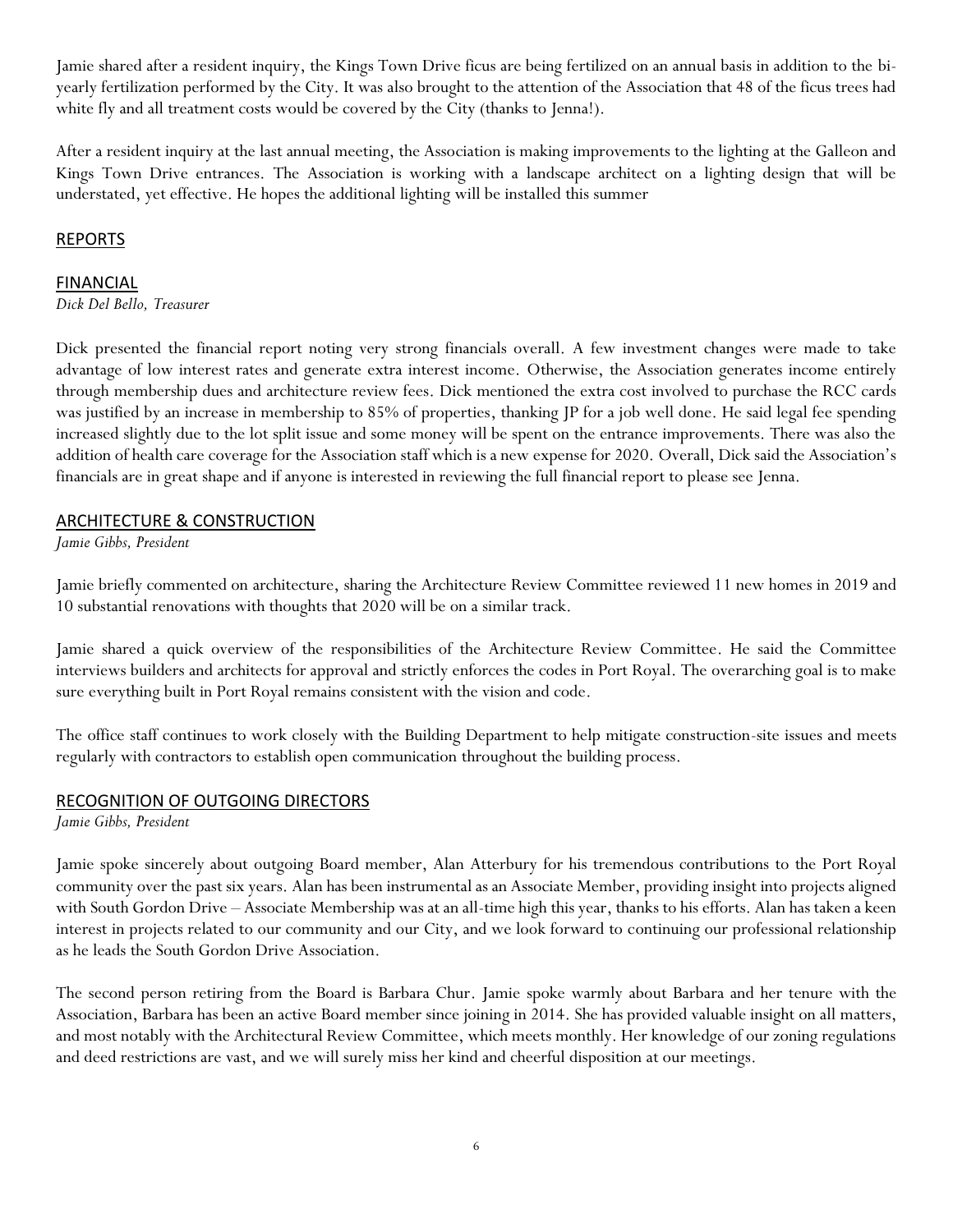Jamie shared after a resident inquiry, the Kings Town Drive ficus are being fertilized on an annual basis in addition to the bi-yearly fertilization performed by the City. It was also brought to the attention of the Association that 48 of the ficus trees had white fly and all treatment costs would be covered by the City (thanks to Jenna!).

After a resident inquiry at the last annual meeting, the Association is making improvements to the lighting at the Galleon and Kings Town Drive entrances. The Association is working with a landscape architect on a lighting design that will be understated, yet effective. He hopes the additional lighting will be installed this summer

## REPORTS

## FINANCIAL

*Dick Del Bello, Treasurer*

Dick presented the financial report noting very strong financials overall. A few investment changes were made to take advantage of low interest rates and generate extra interest income. Otherwise, the Association generates income entirely through membership dues and architecture review fees. Dick mentioned the extra cost involved to purchase the RCC cards was justified by an increase in membership to 85% of properties, thanking JP for a job well done. He said legal fee spending increased slightly due to the lot split issue and some money will be spent on the entrance improvements. There was also the addition of health care coverage for the Association staff which is a new expense for 2020. Overall, Dick said the Association's financials are in great shape and if anyone is interested in reviewing the full financial report to please see Jenna.

## ARCHITECTURE & CONSTRUCTION

*Jamie Gibbs, President*

Jamie briefly commented on architecture, sharing the Architecture Review Committee reviewed 11 new homes in 2019 and 10 substantial renovations with thoughts that 2020 will be on a similar track.

Jamie shared a quick overview of the responsibilities of the Architecture Review Committee. He said the Committee interviews builders and architects for approval and strictly enforces the codes in Port Royal. The overarching goal is to make sure everything built in Port Royal remains consistent with the vision and code.

The office staff continues to work closely with the Building Department to help mitigate construction-site issues and meets regularly with contractors to establish open communication throughout the building process.

## RECOGNITION OF OUTGOING DIRECTORS

*Jamie Gibbs, President*

Jamie spoke sincerely about outgoing Board member, Alan Atterbury for his tremendous contributions to the Port Royal community over the past six years. Alan has been instrumental as an Associate Member, providing insight into projects aligned with South Gordon Drive – Associate Membership was at an all-time high this year, thanks to his efforts. Alan has taken a keen interest in projects related to our community and our City, and we look forward to continuing our professional relationship as he leads the South Gordon Drive Association.

The second person retiring from the Board is Barbara Chur. Jamie spoke warmly about Barbara and her tenure with the Association, Barbara has been an active Board member since joining in 2014. She has provided valuable insight on all matters, and most notably with the Architectural Review Committee, which meets monthly. Her knowledge of our zoning regulations and deed restrictions are vast, and we will surely miss her kind and cheerful disposition at our meetings.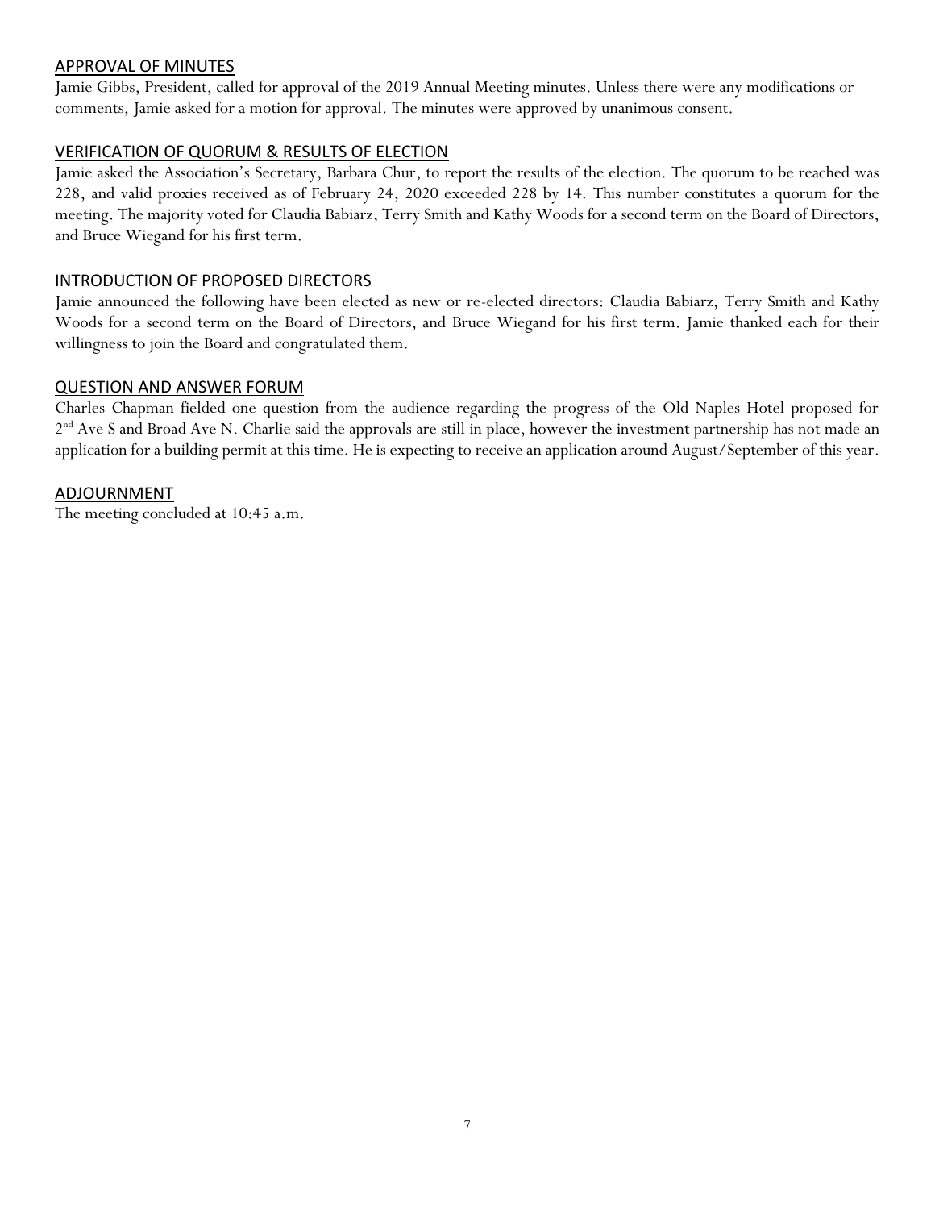## APPROVAL OF MINUTES

Jamie Gibbs, President, called for approval of the 2019 Annual Meeting minutes. Unless there were any modifications or comments, Jamie asked for a motion for approval. The minutes were approved by unanimous consent.

## VERIFICATION OF QUORUM & RESULTS OF ELECTION

Jamie asked the Association's Secretary, Barbara Chur, to report the results of the election. The quorum to be reached was 228, and valid proxies received as of February 24, 2020 exceeded 228 by 14. This number constitutes a quorum for the meeting. The majority voted for Claudia Babiarz, Terry Smith and Kathy Woods for a second term on the Board of Directors, and Bruce Wiegand for his first term.

## INTRODUCTION OF PROPOSED DIRECTORS

Jamie announced the following have been elected as new or re-elected directors: Claudia Babiarz, Terry Smith and Kathy Woods for a second term on the Board of Directors, and Bruce Wiegand for his first term. Jamie thanked each for their willingness to join the Board and congratulated them.

## QUESTION AND ANSWER FORUM

Charles Chapman fielded one question from the audience regarding the progress of the Old Naples Hotel proposed for 2nd Ave S and Broad Ave N. Charlie said the approvals are still in place, however the investment partnership has not made an application for a building permit at this time. He is expecting to receive an application around August/September of this year.

## ADJOURNMENT

The meeting concluded at 10:45 a.m.